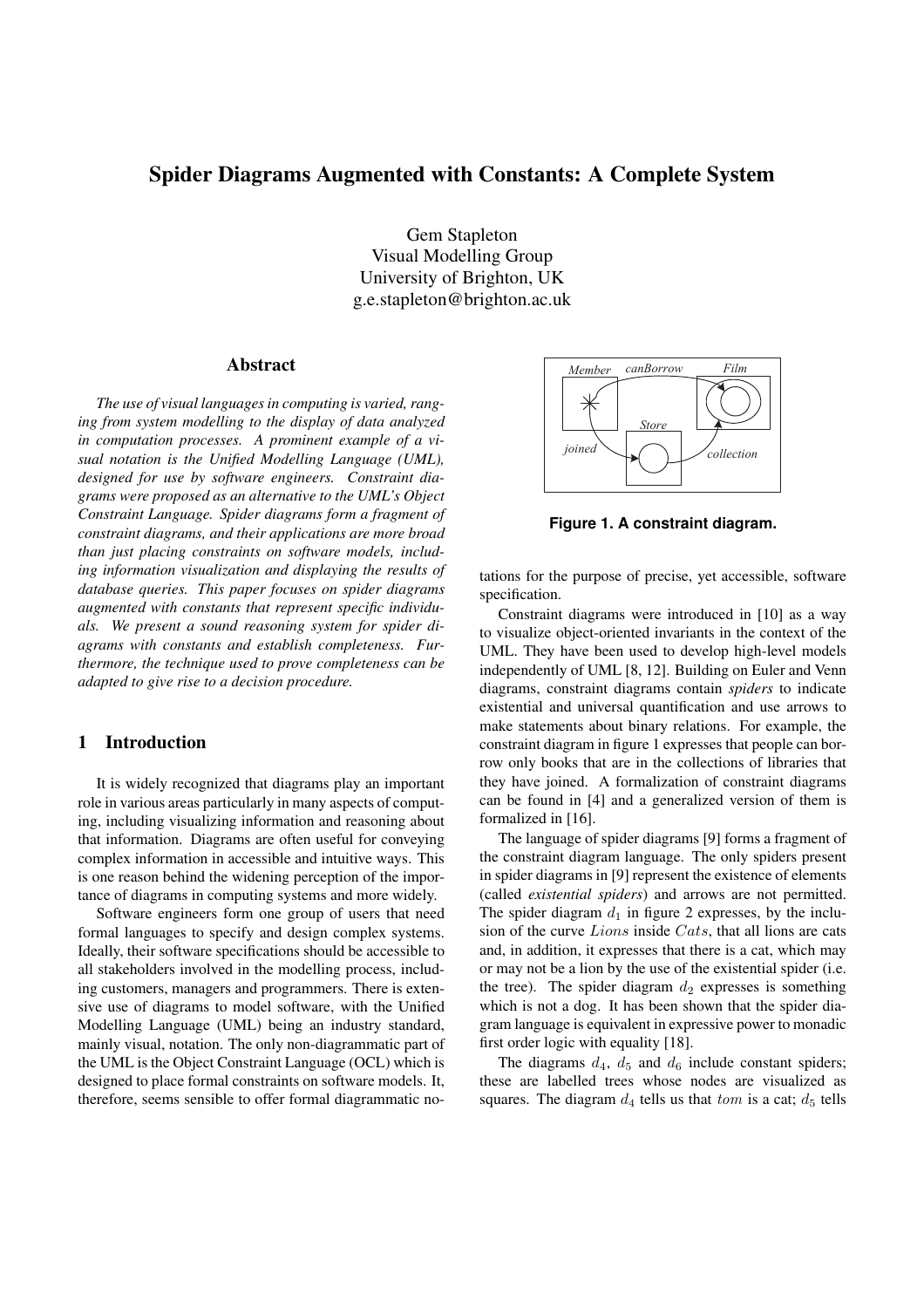# Spider Diagrams Augmented with Constants: A Complete System

Gem Stapleton
Visual Modelling Group
University of Brighton, UK
g.e.stapleton@brighton.ac.uk

## Abstract

*The use of visual languages in computing is varied, ranging from system modelling to the display of data analyzed in computation processes. A prominent example of a visual notation is the Unified Modelling Language (UML), designed for use by software engineers. Constraint diagrams were proposed as an alternative to the UML's Object Constraint Language. Spider diagrams form a fragment of constraint diagrams, and their applications are more broad than just placing constraints on software models, including information visualization and displaying the results of database queries. This paper focuses on spider diagrams augmented with constants that represent specific individuals. We present a sound reasoning system for spider diagrams with constants and establish completeness. Furthermore, the technique used to prove completeness can be adapted to give rise to a decision procedure.*

## 1 Introduction

It is widely recognized that diagrams play an important role in various areas particularly in many aspects of computing, including visualizing information and reasoning about that information. Diagrams are often useful for conveying complex information in accessible and intuitive ways. This is one reason behind the widening perception of the importance of diagrams in computing systems and more widely.

Software engineers form one group of users that need formal languages to specify and design complex systems. Ideally, their software specifications should be accessible to all stakeholders involved in the modelling process, including customers, managers and programmers. There is extensive use of diagrams to model software, with the Unified Modelling Language (UML) being an industry standard, mainly visual, notation. The only non-diagrammatic part of the UML is the Object Constraint Language (OCL) which is designed to place formal constraints on software models. It, therefore, seems sensible to offer formal diagrammatic notations for the purpose of precise, yet accessible, software specification.

Member
canBorrow
Film
Store
joined
collection

**Figure 1. A constraint diagram.**

Constraint diagrams were introduced in [10] as a way to visualize object-oriented invariants in the context of the UML. They have been used to develop high-level models independently of UML [8, 12]. Building on Euler and Venn diagrams, constraint diagrams contain *spiders* to indicate existential and universal quantification and use arrows to make statements about binary relations. For example, the constraint diagram in figure 1 expresses that people can borrow only books that are in the collections of libraries that they have joined. A formalization of constraint diagrams can be found in [4] and a generalized version of them is formalized in [16].

The language of spider diagrams [9] forms a fragment of the constraint diagram language. The only spiders present in spider diagrams in [9] represent the existence of elements (called *existential spiders*) and arrows are not permitted. The spider diagram $d_1$ in figure 2 expresses, by the inclusion of the curve $Lions$ inside $Cats$, that all lions are cats and, in addition, it expresses that there is a cat, which may or may not be a lion by the use of the existential spider (i.e. the tree). The spider diagram $d_2$ expresses is something which is not a dog. It has been shown that the spider diagram language is equivalent in expressive power to monadic first order logic with equality [18].

The diagrams $d_4$, $d_5$ and $d_6$ include constant spiders; these are labelled trees whose nodes are visualized as squares. The diagram $d_4$ tells us that $tom$ is a cat; $d_5$ tells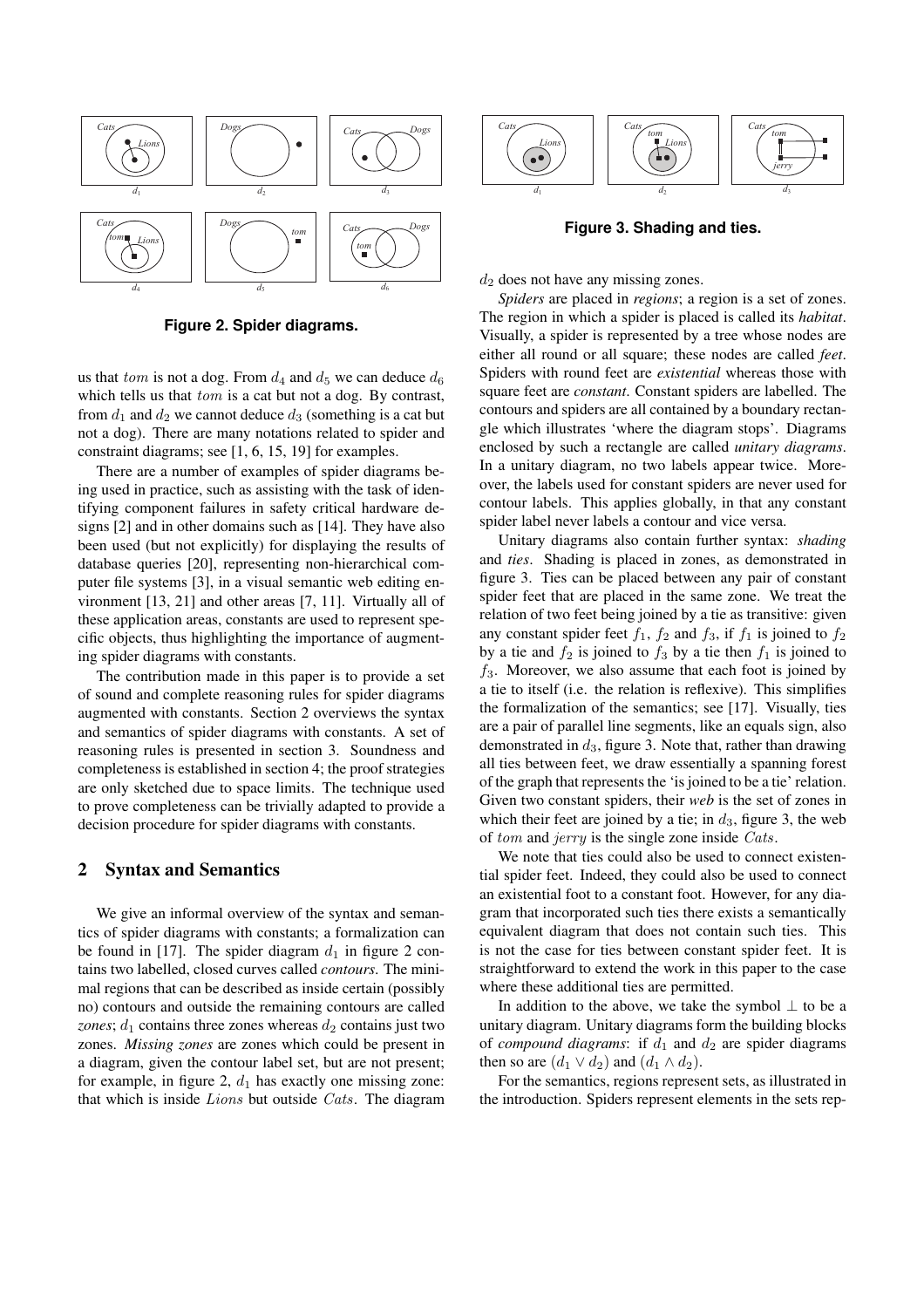Cats

Lions

$d_1$

Dogs

$d_2$

Cats

Dogs

$d_3$

Cats

tom

Lions

$d_4$

Dogs

tom

$d_5$

Cats

Dogs

tom

$d_6$

**Figure 2. Spider diagrams.**

us that $tom$ is not a dog. From $d_4$ and $d_5$ we can deduce $d_6$ which tells us that $tom$ is a cat but not a dog. By contrast, from $d_1$ and $d_2$ we cannot deduce $d_3$ (something is a cat but not a dog). There are many notations related to spider and constraint diagrams; see [1, 6, 15, 19] for examples.

There are a number of examples of spider diagrams being used in practice, such as assisting with the task of identifying component failures in safety critical hardware designs [2] and in other domains such as [14]. They have also been used (but not explicitly) for displaying the results of database queries [20], representing non-hierarchical computer file systems [3], in a visual semantic web editing environment [13, 21] and other areas [7, 11]. Virtually all of these application areas, constants are used to represent specific objects, thus highlighting the importance of augmenting spider diagrams with constants.

The contribution made in this paper is to provide a set of sound and complete reasoning rules for spider diagrams augmented with constants. Section 2 overviews the syntax and semantics of spider diagrams with constants. A set of reasoning rules is presented in section 3. Soundness and completeness is established in section 4; the proof strategies are only sketched due to space limits. The technique used to prove completeness can be trivially adapted to provide a decision procedure for spider diagrams with constants.

## 2 Syntax and Semantics

We give an informal overview of the syntax and semantics of spider diagrams with constants; a formalization can be found in [17]. The spider diagram $d_1$ in figure 2 contains two labelled, closed curves called *contours*. The minimal regions that can be described as inside certain (possibly no) contours and outside the remaining contours are called *zones*; $d_1$ contains three zones whereas $d_2$ contains just two zones. *Missing zones* are zones which could be present in a diagram, given the contour label set, but are not present; for example, in figure 2, $d_1$ has exactly one missing zone: that which is inside $Lions$ but outside $Cats$. The diagram

Cats

Lions

$d_1$

Cats

tom

Lions

$d_2$

Cats

tom

jerry

$d_3$

**Figure 3. Shading and ties.**

$d_2$ does not have any missing zones.

*Spiders* are placed in *regions*; a region is a set of zones. The region in which a spider is placed is called its *habitat*. Visually, a spider is represented by a tree whose nodes are either all round or all square; these nodes are called *feet*. Spiders with round feet are *existential* whereas those with square feet are *constant*. Constant spiders are labelled. The contours and spiders are all contained by a boundary rectangle which illustrates 'where the diagram stops'. Diagrams enclosed by such a rectangle are called *unitary diagrams*. In a unitary diagram, no two labels appear twice. Moreover, the labels used for constant spiders are never used for contour labels. This applies globally, in that any constant spider label never labels a contour and vice versa.

Unitary diagrams also contain further syntax: *shading* and *ties*. Shading is placed in zones, as demonstrated in figure 3. Ties can be placed between any pair of constant spider feet that are placed in the same zone. We treat the relation of two feet being joined by a tie as transitive: given any constant spider feet $f_1$, $f_2$ and $f_3$, if $f_1$ is joined to $f_2$ by a tie and $f_2$ is joined to $f_3$ by a tie then $f_1$ is joined to $f_3$. Moreover, we also assume that each foot is joined by a tie to itself (i.e. the relation is reflexive). This simplifies the formalization of the semantics; see [17]. Visually, ties are a pair of parallel line segments, like an equals sign, also demonstrated in $d_3$, figure 3. Note that, rather than drawing all ties between feet, we draw essentially a spanning forest of the graph that represents the 'is joined to be a tie' relation. Given two constant spiders, their *web* is the set of zones in which their feet are joined by a tie; in $d_3$, figure 3, the web of $tom$ and $jerry$ is the single zone inside $Cats$.

We note that ties could also be used to connect existential spider feet. Indeed, they could also be used to connect an existential foot to a constant foot. However, for any diagram that incorporated such ties there exists a semantically equivalent diagram that does not contain such ties. This is not the case for ties between constant spider feet. It is straightforward to extend the work in this paper to the case where these additional ties are permitted.

In addition to the above, we take the symbol $\perp$ to be a unitary diagram. Unitary diagrams form the building blocks of *compound diagrams*: if $d_1$ and $d_2$ are spider diagrams then so are $(d_1 \vee d_2)$ and $(d_1 \wedge d_2)$.

For the semantics, regions represent sets, as illustrated in the introduction. Spiders represent elements in the sets rep-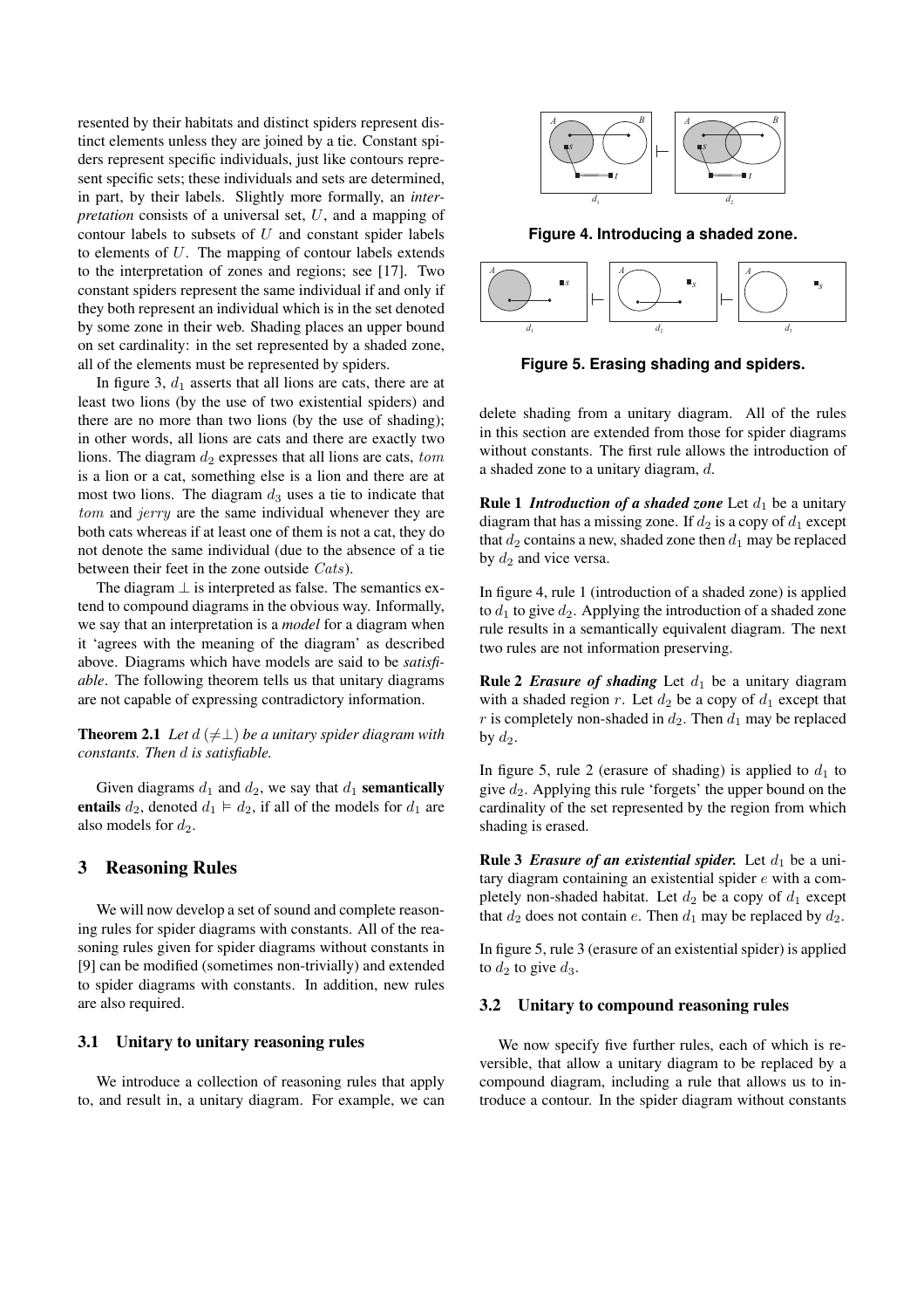resented by their habitats and distinct spiders represent distinct elements unless they are joined by a tie. Constant spiders represent specific individuals, just like contours represent specific sets; these individuals and sets are determined, in part, by their labels. Slightly more formally, an *interpretation* consists of a universal set, $U$, and a mapping of contour labels to subsets of $U$ and constant spider labels to elements of $U$. The mapping of contour labels extends to the interpretation of zones and regions; see [17]. Two constant spiders represent the same individual if and only if they both represent an individual which is in the set denoted by some zone in their web. Shading places an upper bound on set cardinality: in the set represented by a shaded zone, all of the elements must be represented by spiders.

In figure 3, $d_1$ asserts that all lions are cats, there are at least two lions (by the use of two existential spiders) and there are no more than two lions (by the use of shading); in other words, all lions are cats and there are exactly two lions. The diagram $d_2$ expresses that all lions are cats, $tom$ is a lion or a cat, something else is a lion and there are at most two lions. The diagram $d_3$ uses a tie to indicate that $tom$ and $jerry$ are the same individual whenever they are both cats whereas if at least one of them is not a cat, they do not denote the same individual (due to the absence of a tie between their feet in the zone outside $Cats$).

The diagram $\bot$ is interpreted as false. The semantics extend to compound diagrams in the obvious way. Informally, we say that an interpretation is a *model* for a diagram when it 'agrees with the meaning of the diagram' as described above. Diagrams which have models are said to be *satisfiable*. The following theorem tells us that unitary diagrams are not capable of expressing contradictory information.

**Theorem 2.1** *Let $d$ ($\neq\bot$) be a unitary spider diagram with constants. Then $d$ is satisfiable.*

Given diagrams $d_1$ and $d_2$, we say that $d_1$ **semantically entails** $d_2$, denoted $d_1 \vDash d_2$, if all of the models for $d_1$ are also models for $d_2$.

## 3 Reasoning Rules

We will now develop a set of sound and complete reasoning rules for spider diagrams with constants. All of the reasoning rules given for spider diagrams without constants in [9] can be modified (sometimes non-trivially) and extended to spider diagrams with constants. In addition, new rules are also required.

### 3.1 Unitary to unitary reasoning rules

We introduce a collection of reasoning rules that apply to, and result in, a unitary diagram. For example, we can delete shading from a unitary diagram. All of the rules in this section are extended from those for spider diagrams without constants. The first rule allows the introduction of a shaded zone to a unitary diagram, $d$.

A B s t $d_1$ $\vdash$ A B s t $d_2$

**Figure 4. Introducing a shaded zone.**

A s $d_1$ $\vdash$ A s $d_2$ $\vdash$ A s $d_3$

**Figure 5. Erasing shading and spiders.**

**Rule 1** ***Introduction of a shaded zone*** Let $d_1$ be a unitary diagram that has a missing zone. If $d_2$ is a copy of $d_1$ except that $d_2$ contains a new, shaded zone then $d_1$ may be replaced by $d_2$ and vice versa.

In figure 4, rule 1 (introduction of a shaded zone) is applied to $d_1$ to give $d_2$. Applying the introduction of a shaded zone rule results in a semantically equivalent diagram. The next two rules are not information preserving.

**Rule 2** ***Erasure of shading*** Let $d_1$ be a unitary diagram with a shaded region $r$. Let $d_2$ be a copy of $d_1$ except that $r$ is completely non-shaded in $d_2$. Then $d_1$ may be replaced by $d_2$.

In figure 5, rule 2 (erasure of shading) is applied to $d_1$ to give $d_2$. Applying this rule 'forgets' the upper bound on the cardinality of the set represented by the region from which shading is erased.

**Rule 3** ***Erasure of an existential spider.*** Let $d_1$ be a unitary diagram containing an existential spider $e$ with a completely non-shaded habitat. Let $d_2$ be a copy of $d_1$ except that $d_2$ does not contain $e$. Then $d_1$ may be replaced by $d_2$.

In figure 5, rule 3 (erasure of an existential spider) is applied to $d_2$ to give $d_3$.

### 3.2 Unitary to compound reasoning rules

We now specify five further rules, each of which is reversible, that allow a unitary diagram to be replaced by a compound diagram, including a rule that allows us to introduce a contour. In the spider diagram without constants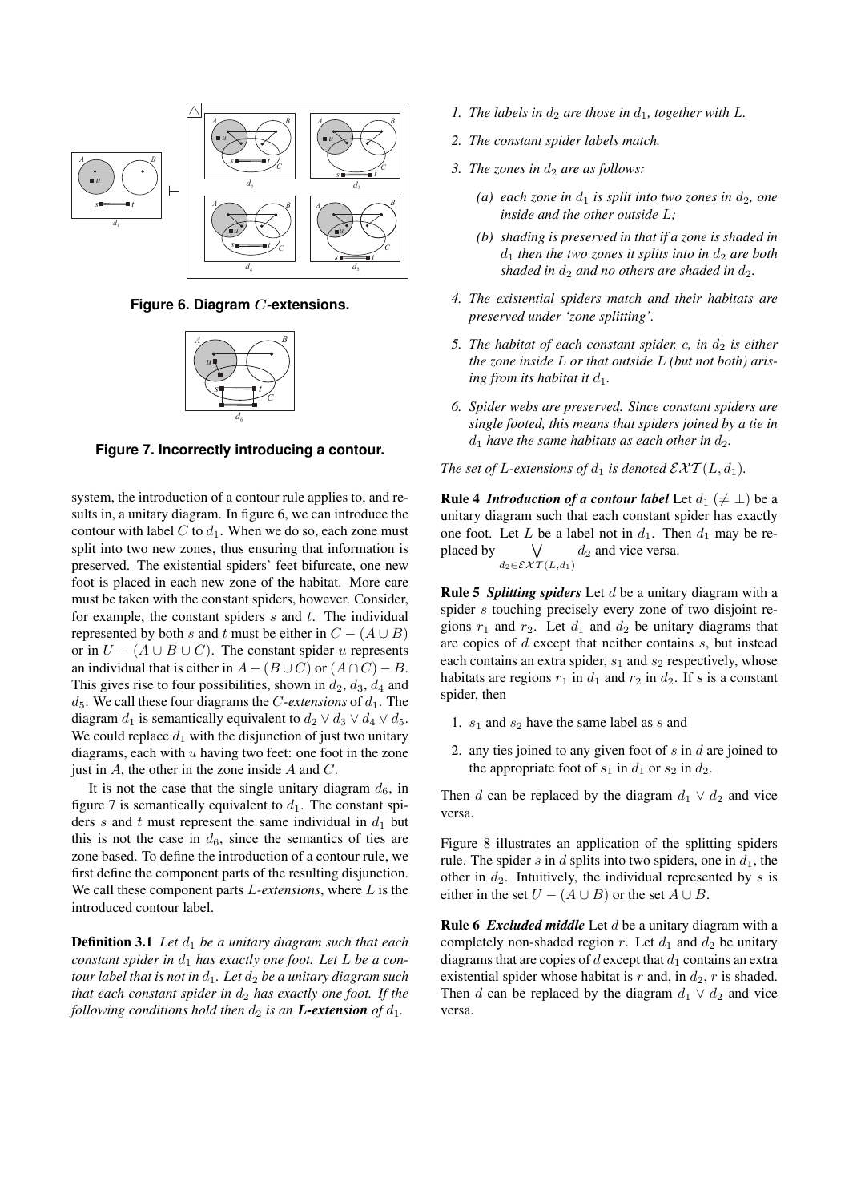Figure 6. Diagram $C$-extensions.

Figure 7. Incorrectly introducing a contour.

system, the introduction of a contour rule applies to, and results in, a unitary diagram. In figure 6, we can introduce the contour with label $C$ to $d_1$. When we do so, each zone must split into two new zones, thus ensuring that information is preserved. The existential spiders' feet bifurcate, one new foot is placed in each new zone of the habitat. More care must be taken with the constant spiders, however. Consider, for example, the constant spiders $s$ and $t$. The individual represented by both $s$ and $t$ must be either in $C - (A \cup B)$ or in $U - (A \cup B \cup C)$. The constant spider $u$ represents an individual that is either in $A - (B \cup C)$ or $(A \cap C) - B$. This gives rise to four possibilities, shown in $d_2$, $d_3$, $d_4$ and $d_5$. We call these four diagrams the $C$-*extensions* of $d_1$. The diagram $d_1$ is semantically equivalent to $d_2 \vee d_3 \vee d_4 \vee d_5$. We could replace $d_1$ with the disjunction of just two unitary diagrams, each with $u$ having two feet: one foot in the zone just in $A$, the other in the zone inside $A$ and $C$.

It is not the case that the single unitary diagram $d_6$, in figure 7 is semantically equivalent to $d_1$. The constant spiders $s$ and $t$ must represent the same individual in $d_1$ but this is not the case in $d_6$, since the semantics of ties are zone based. To define the introduction of a contour rule, we first define the component parts of the resulting disjunction. We call these component parts $L$-*extensions*, where $L$ is the introduced contour label.

**Definition 3.1** *Let $d_1$ be a unitary diagram such that each constant spider in $d_1$ has exactly one foot. Let $L$ be a contour label that is not in $d_1$. Let $d_2$ be a unitary diagram such that each constant spider in $d_2$ has exactly one foot. If the following conditions hold then $d_2$ is an **$L$-extension** of $d_1$.*

1. *The labels in $d_2$ are those in $d_1$, together with $L$.*
2. *The constant spider labels match.*
3. *The zones in $d_2$ are as follows:*
   - (a) *each zone in $d_1$ is split into two zones in $d_2$, one inside and the other outside $L$;*
   - (b) *shading is preserved in that if a zone is shaded in $d_1$ then the two zones it splits into in $d_2$ are both shaded in $d_2$ and no others are shaded in $d_2$.*
4. *The existential spiders match and their habitats are preserved under 'zone splitting'.*
5. *The habitat of each constant spider, $c$, in $d_2$ is either the zone inside $L$ or that outside $L$ (but not both) arising from its habitat it $d_1$.*
6. *Spider webs are preserved. Since constant spiders are single footed, this means that spiders joined by a tie in $d_1$ have the same habitats as each other in $d_2$.*

*The set of $L$-extensions of $d_1$ is denoted $\mathcal{EXT}(L, d_1)$.*

**Rule 4** ***Introduction of a contour label*** Let $d_1$ ($\neq \perp$) be a unitary diagram such that each constant spider has exactly one foot. Let $L$ be a label not in $d_1$. Then $d_1$ may be replaced by $\bigvee_{d_2 \in \mathcal{EXT}(L,d_1)} d_2$ and vice versa.

**Rule 5** ***Splitting spiders*** Let $d$ be a unitary diagram with a spider $s$ touching precisely every zone of two disjoint regions $r_1$ and $r_2$. Let $d_1$ and $d_2$ be unitary diagrams that are copies of $d$ except that neither contains $s$, but instead each contains an extra spider, $s_1$ and $s_2$ respectively, whose habitats are regions $r_1$ in $d_1$ and $r_2$ in $d_2$. If $s$ is a constant spider, then

1. $s_1$ and $s_2$ have the same label as $s$ and
2. any ties joined to any given foot of $s$ in $d$ are joined to the appropriate foot of $s_1$ in $d_1$ or $s_2$ in $d_2$.

Then $d$ can be replaced by the diagram $d_1 \vee d_2$ and vice versa.

Figure 8 illustrates an application of the splitting spiders rule. The spider $s$ in $d$ splits into two spiders, one in $d_1$, the other in $d_2$. Intuitively, the individual represented by $s$ is either in the set $U - (A \cup B)$ or the set $A \cup B$.

**Rule 6** ***Excluded middle*** Let $d$ be a unitary diagram with a completely non-shaded region $r$. Let $d_1$ and $d_2$ be unitary diagrams that are copies of $d$ except that $d_1$ contains an extra existential spider whose habitat is $r$ and, in $d_2$, $r$ is shaded. Then $d$ can be replaced by the diagram $d_1 \vee d_2$ and vice versa.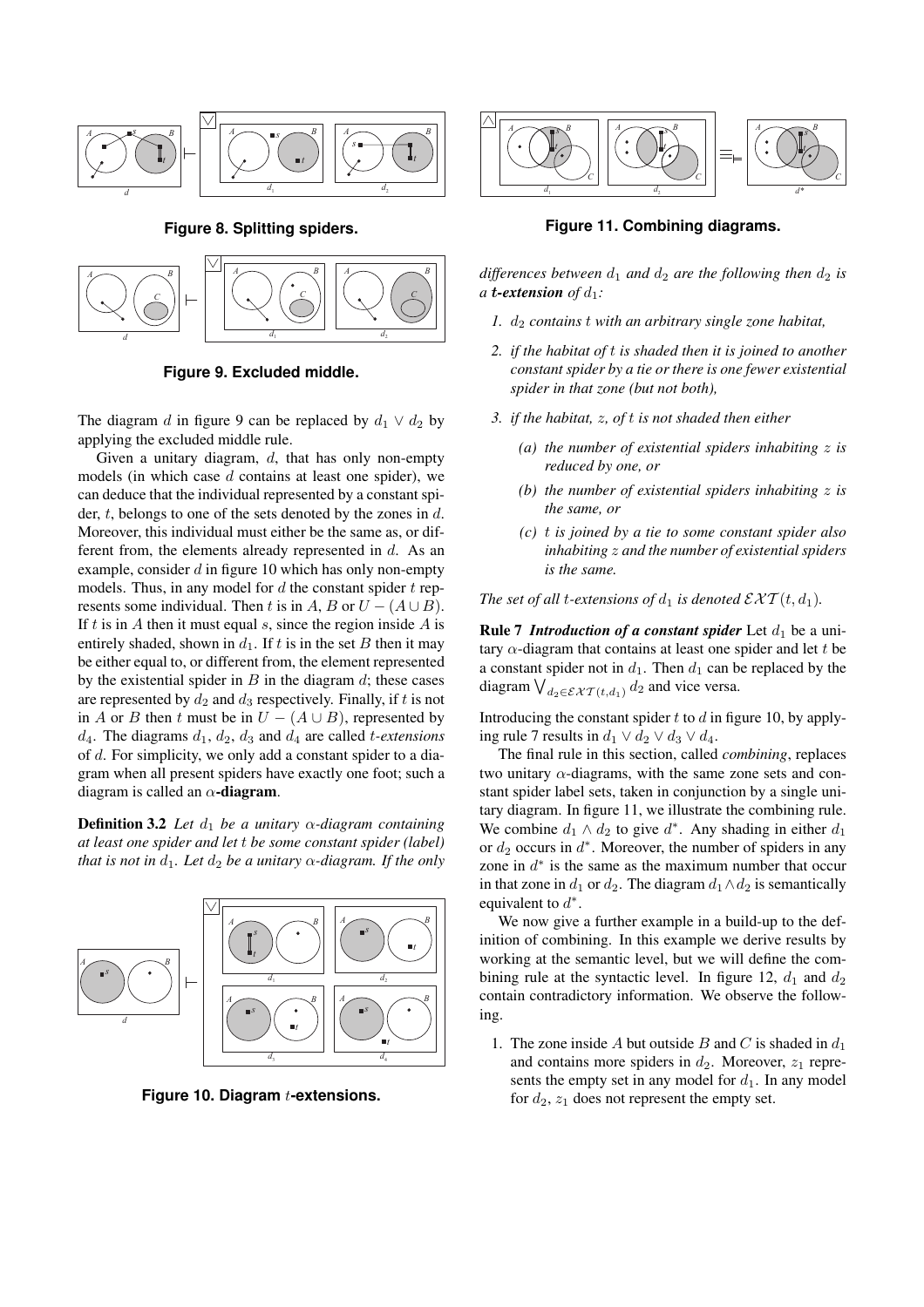Figure 8. Splitting spiders.

Figure 9. Excluded middle.

The diagram $d$ in figure 9 can be replaced by $d_1 \vee d_2$ by applying the excluded middle rule.

Given a unitary diagram, $d$, that has only non-empty models (in which case $d$ contains at least one spider), we can deduce that the individual represented by a constant spider, $t$, belongs to one of the sets denoted by the zones in $d$. Moreover, this individual must either be the same as, or different from, the elements already represented in $d$. As an example, consider $d$ in figure 10 which has only non-empty models. Thus, in any model for $d$ the constant spider $t$ represents some individual. Then $t$ is in $A$, $B$ or $U - (A \cup B)$. If $t$ is in $A$ then it must equal $s$, since the region inside $A$ is entirely shaded, shown in $d_1$. If $t$ is in the set $B$ then it may be either equal to, or different from, the element represented by the existential spider in $B$ in the diagram $d$; these cases are represented by $d_2$ and $d_3$ respectively. Finally, if $t$ is not in $A$ or $B$ then $t$ must be in $U - (A \cup B)$, represented by $d_4$. The diagrams $d_1$, $d_2$, $d_3$ and $d_4$ are called *$t$-extensions* of $d$. For simplicity, we only add a constant spider to a diagram when all present spiders have exactly one foot; such a diagram is called an **$\alpha$-diagram**.

**Definition 3.2** *Let $d_1$ be a unitary $\alpha$-diagram containing at least one spider and let $t$ be some constant spider (label) that is not in $d_1$. Let $d_2$ be a unitary $\alpha$-diagram. If the only differences between $d_1$ and $d_2$ are the following then $d_2$ is a **$t$-extension** of $d_1$:*

1. *$d_2$ contains $t$ with an arbitrary single zone habitat,*
2. *if the habitat of $t$ is shaded then it is joined to another constant spider by a tie or there is one fewer existential spider in that zone (but not both),*
3. *if the habitat, $z$, of $t$ is not shaded then either*
   - (a) *the number of existential spiders inhabiting $z$ is reduced by one, or*
   - (b) *the number of existential spiders inhabiting $z$ is the same, or*
   - (c) *$t$ is joined by a tie to some constant spider also inhabiting $z$ and the number of existential spiders is the same.*

*The set of all $t$-extensions of $d_1$ is denoted $\mathcal{EXT}(t, d_1)$.*

Figure 10. Diagram $t$-extensions.

Figure 11. Combining diagrams.

**Rule 7** ***Introduction of a constant spider*** Let $d_1$ be a unitary $\alpha$-diagram that contains at least one spider and let $t$ be a constant spider not in $d_1$. Then $d_1$ can be replaced by the diagram $\bigvee_{d_2 \in \mathcal{EXT}(t,d_1)} d_2$ and vice versa.

Introducing the constant spider $t$ to $d$ in figure 10, by applying rule 7 results in $d_1 \vee d_2 \vee d_3 \vee d_4$.

The final rule in this section, called *combining*, replaces two unitary $\alpha$-diagrams, with the same zone sets and constant spider label sets, taken in conjunction by a single unitary diagram. In figure 11, we illustrate the combining rule. We combine $d_1 \wedge d_2$ to give $d^*$. Any shading in either $d_1$ or $d_2$ occurs in $d^*$. Moreover, the number of spiders in any zone in $d^*$ is the same as the maximum number that occur in that zone in $d_1$ or $d_2$. The diagram $d_1 \wedge d_2$ is semantically equivalent to $d^*$.

We now give a further example in a build-up to the definition of combining. In this example we derive results by working at the semantic level, but we will define the combining rule at the syntactic level. In figure 12, $d_1$ and $d_2$ contain contradictory information. We observe the following.

1. The zone inside $A$ but outside $B$ and $C$ is shaded in $d_1$ and contains more spiders in $d_2$. Moreover, $z_1$ represents the empty set in any model for $d_1$. In any model for $d_2$, $z_1$ does not represent the empty set.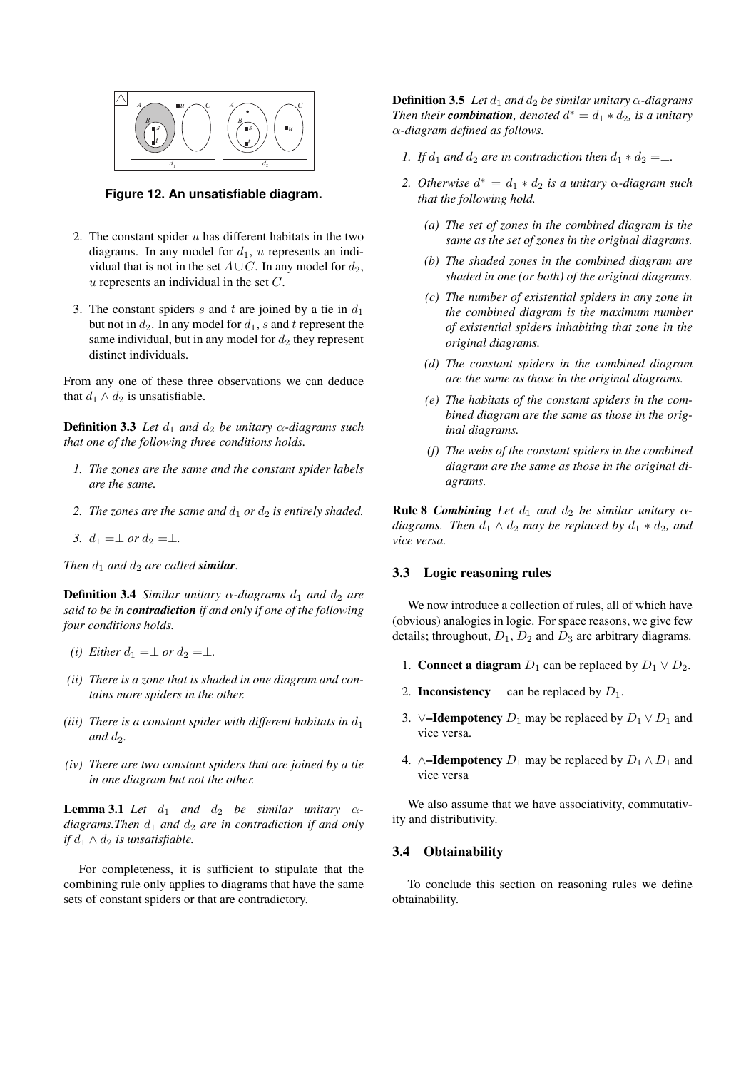Figure 12. An unsatisfiable diagram.

2. The constant spider $u$ has different habitats in the two diagrams. In any model for $d_1$, $u$ represents an individual that is not in the set $A \cup C$. In any model for $d_2$, $u$ represents an individual in the set $C$.

3. The constant spiders $s$ and $t$ are joined by a tie in $d_1$ but not in $d_2$. In any model for $d_1$, $s$ and $t$ represent the same individual, but in any model for $d_2$ they represent distinct individuals.

From any one of these three observations we can deduce that $d_1 \wedge d_2$ is unsatisfiable.

**Definition 3.3** *Let $d_1$ and $d_2$ be unitary $\alpha$-diagrams such that one of the following three conditions holds.*

1. *The zones are the same and the constant spider labels are the same.*
2. *The zones are the same and $d_1$ or $d_2$ is entirely shaded.*
3. *$d_1 = \perp$ or $d_2 = \perp$.*

*Then $d_1$ and $d_2$ are called **similar**.*

**Definition 3.4** *Similar unitary $\alpha$-diagrams $d_1$ and $d_2$ are said to be in **contradiction** if and only if one of the following four conditions holds.*

(i) *Either $d_1 = \perp$ or $d_2 = \perp$.*

(ii) *There is a zone that is shaded in one diagram and contains more spiders in the other.*

(iii) *There is a constant spider with different habitats in $d_1$ and $d_2$.*

(iv) *There are two constant spiders that are joined by a tie in one diagram but not the other.*

**Lemma 3.1** *Let $d_1$ and $d_2$ be similar unitary $\alpha$-diagrams.Then $d_1$ and $d_2$ are in contradiction if and only if $d_1 \wedge d_2$ is unsatisfiable.*

For completeness, it is sufficient to stipulate that the combining rule only applies to diagrams that have the same sets of constant spiders or that are contradictory.

**Definition 3.5** *Let $d_1$ and $d_2$ be similar unitary $\alpha$-diagrams Then their **combination**, denoted $d^* = d_1 * d_2$, is a unitary $\alpha$-diagram defined as follows.*

1. *If $d_1$ and $d_2$ are in contradiction then $d_1 * d_2 = \perp$.*
2. *Otherwise $d^* = d_1 * d_2$ is a unitary $\alpha$-diagram such that the following hold.*
   (a) *The set of zones in the combined diagram is the same as the set of zones in the original diagrams.*
   (b) *The shaded zones in the combined diagram are shaded in one (or both) of the original diagrams.*
   (c) *The number of existential spiders in any zone in the combined diagram is the maximum number of existential spiders inhabiting that zone in the original diagrams.*
   (d) *The constant spiders in the combined diagram are the same as those in the original diagrams.*
   (e) *The habitats of the constant spiders in the combined diagram are the same as those in the original diagrams.*
   (f) *The webs of the constant spiders in the combined diagram are the same as those in the original diagrams.*

**Rule 8** ***Combining*** *Let $d_1$ and $d_2$ be similar unitary $\alpha$-diagrams. Then $d_1 \wedge d_2$ may be replaced by $d_1 * d_2$, and vice versa.*

### 3.3 Logic reasoning rules

We now introduce a collection of rules, all of which have (obvious) analogies in logic. For space reasons, we give few details; throughout, $D_1$, $D_2$ and $D_3$ are arbitrary diagrams.

1. **Connect a diagram** $D_1$ can be replaced by $D_1 \vee D_2$.
2. **Inconsistency** $\perp$ can be replaced by $D_1$.
3. **$\vee$–Idempotency** $D_1$ may be replaced by $D_1 \vee D_1$ and vice versa.
4. **$\wedge$–Idempotency** $D_1$ may be replaced by $D_1 \wedge D_1$ and vice versa

We also assume that we have associativity, commutativity and distributivity.

### 3.4 Obtainability

To conclude this section on reasoning rules we define obtainability.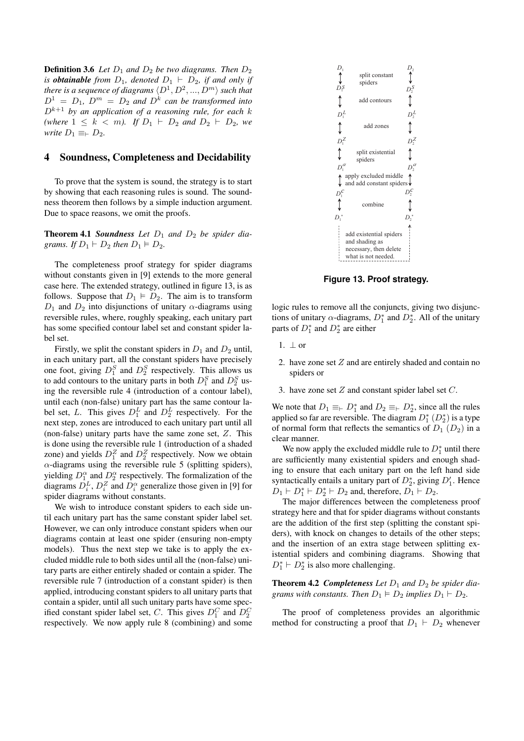**Definition 3.6** *Let $D_1$ and $D_2$ be two diagrams. Then $D_2$ is* ***obtainable*** *from $D_1$, denoted $D_1 \vdash D_2$, if and only if there is a sequence of diagrams $\langle D^1, D^2, ..., D^m \rangle$ such that $D^1 = D_1$, $D^m = D_2$ and $D^k$ can be transformed into $D^{k+1}$ by an application of a reasoning rule, for each $k$ (where $1 \leq k < m$). If $D_1 \vdash D_2$ and $D_2 \vdash D_2$, we write $D_1 \equiv_\vdash D_2$.*

## 4 Soundness, Completeness and Decidability

To prove that the system is sound, the strategy is to start by showing that each reasoning rules is sound. The soundness theorem then follows by a simple induction argument. Due to space reasons, we omit the proofs.

**Theorem 4.1** ***Soundness*** *Let $D_1$ and $D_2$ be spider diagrams. If $D_1 \vdash D_2$ then $D_1 \vDash D_2$.*

The completeness proof strategy for spider diagrams without constants given in [9] extends to the more general case here. The extended strategy, outlined in figure 13, is as follows. Suppose that $D_1 \vDash D_2$. The aim is to transform $D_1$ and $D_2$ into disjunctions of unitary $\alpha$-diagrams using reversible rules, where, roughly speaking, each unitary part has some specified contour label set and constant spider label set.

Firstly, we split the constant spiders in $D_1$ and $D_2$ until, in each unitary part, all the constant spiders have precisely one foot, giving $D_1^S$ and $D_2^S$ respectively. This allows us to add contours to the unitary parts in both $D_1^S$ and $D_2^S$ using the reversible rule 4 (introduction of a contour label), until each (non-false) unitary part has the same contour label set, $L$. This gives $D_1^L$ and $D_2^L$ respectively. For the next step, zones are introduced to each unitary part until all (non-false) unitary parts have the same zone set, $Z$. This is done using the reversible rule 1 (introduction of a shaded zone) and yields $D_1^Z$ and $D_2^Z$ respectively. Now we obtain $\alpha$-diagrams using the reversible rule 5 (splitting spiders), yielding $D_1^\alpha$ and $D_2^\alpha$ respectively. The formalization of the diagrams $D_i^L$, $D_i^Z$ and $D_i^\alpha$ generalize those given in [9] for spider diagrams without constants.

We wish to introduce constant spiders to each side until each unitary part has the same constant spider label set. However, we can only introduce constant spiders when our diagrams contain at least one spider (ensuring non-empty models). Thus the next step we take is to apply the excluded middle rule to both sides until all the (non-false) unitary parts are either entirely shaded or contain a spider. The reversible rule 7 (introduction of a constant spider) is then applied, introducing constant spiders to all unitary parts that contain a spider, until all such unitary parts have some specified constant spider label set, $C$. This gives $D_1^C$ and $D_2^C$ respectively. We now apply rule 8 (combining) and some

$D_1$ $D_2$
split constant spiders
$D_1^S$ $D_2^S$
add contours
$D_1^L$ $D_2^L$
add zones
$D_1^Z$ $D_2^Z$
split existential spiders
$D_1^\alpha$ $D_2^\alpha$
apply excluded middle and add constant spiders
$D_1^C$ $D_2^C$
combine
$D_1^*$ $D_2^*$
add existential spiders and shading as necessary, then delete what is not needed.

**Figure 13. Proof strategy.**

logic rules to remove all the conjuncts, giving two disjunctions of unitary $\alpha$-diagrams, $D_1^*$ and $D_2^*$. All of the unitary parts of $D_1^*$ and $D_2^*$ are either

1. $\perp$ or
2. have zone set $Z$ and are entirely shaded and contain no spiders or
3. have zone set $Z$ and constant spider label set $C$.

We note that $D_1 \equiv_\vdash D_1^*$ and $D_2 \equiv_\vdash D_2^*$, since all the rules applied so far are reversible. The diagram $D_1^*$ ($D_2^*$) is a type of normal form that reflects the semantics of $D_1$ ($D_2$) in a clear manner.

We now apply the excluded middle rule to $D_1^*$ until there are sufficiently many existential spiders and enough shading to ensure that each unitary part on the left hand side syntactically entails a unitary part of $D_2^*$, giving $D_1'$. Hence $D_1 \vdash D_1^* \vdash D_2^* \vdash D_2$ and, therefore, $D_1 \vdash D_2$.

The major differences between the completeness proof strategy here and that for spider diagrams without constants are the addition of the first step (splitting the constant spiders), with knock on changes to details of the other steps; and the insertion of an extra stage between splitting existential spiders and combining diagrams. Showing that $D_1^* \vdash D_2^*$ is also more challenging.

**Theorem 4.2** ***Completeness*** *Let $D_1$ and $D_2$ be spider diagrams with constants. Then $D_1 \vDash D_2$ implies $D_1 \vdash D_2$.*

The proof of completeness provides an algorithmic method for constructing a proof that $D_1 \vdash D_2$ whenever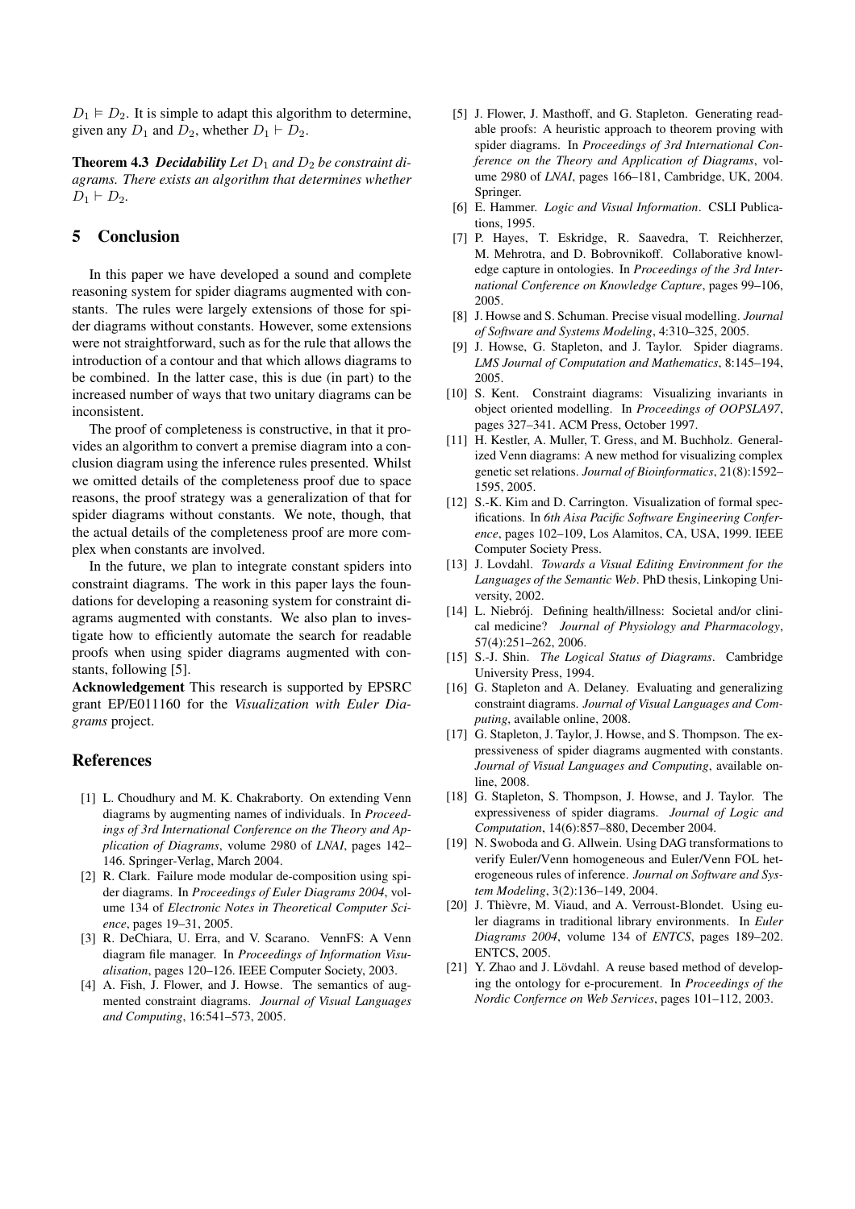$D_1 \vDash D_2$. It is simple to adapt this algorithm to determine, given any $D_1$ and $D_2$, whether $D_1 \vdash D_2$.

**Theorem 4.3** ***Decidability*** *Let $D_1$ and $D_2$ be constraint diagrams. There exists an algorithm that determines whether $D_1 \vdash D_2$.*

## 5 Conclusion

In this paper we have developed a sound and complete reasoning system for spider diagrams augmented with constants. The rules were largely extensions of those for spider diagrams without constants. However, some extensions were not straightforward, such as for the rule that allows the introduction of a contour and that which allows diagrams to be combined. In the latter case, this is due (in part) to the increased number of ways that two unitary diagrams can be inconsistent.

The proof of completeness is constructive, in that it provides an algorithm to convert a premise diagram into a conclusion diagram using the inference rules presented. Whilst we omitted details of the completeness proof due to space reasons, the proof strategy was a generalization of that for spider diagrams without constants. We note, though, that the actual details of the completeness proof are more complex when constants are involved.

In the future, we plan to integrate constant spiders into constraint diagrams. The work in this paper lays the foundations for developing a reasoning system for constraint diagrams augmented with constants. We also plan to investigate how to efficiently automate the search for readable proofs when using spider diagrams augmented with constants, following [5].

**Acknowledgement** This research is supported by EPSRC grant EP/E011160 for the *Visualization with Euler Diagrams* project.

## References

[1] L. Choudhury and M. K. Chakraborty. On extending Venn diagrams by augmenting names of individuals. In *Proceedings of 3rd International Conference on the Theory and Application of Diagrams*, volume 2980 of *LNAI*, pages 142–146. Springer-Verlag, March 2004.

[2] R. Clark. Failure mode modular de-composition using spider diagrams. In *Proceedings of Euler Diagrams 2004*, volume 134 of *Electronic Notes in Theoretical Computer Science*, pages 19–31, 2005.

[3] R. DeChiara, U. Erra, and V. Scarano. VennFS: A Venn diagram file manager. In *Proceedings of Information Visualisation*, pages 120–126. IEEE Computer Society, 2003.

[4] A. Fish, J. Flower, and J. Howse. The semantics of augmented constraint diagrams. *Journal of Visual Languages and Computing*, 16:541–573, 2005.

[5] J. Flower, J. Masthoff, and G. Stapleton. Generating readable proofs: A heuristic approach to theorem proving with spider diagrams. In *Proceedings of 3rd International Conference on the Theory and Application of Diagrams*, volume 2980 of *LNAI*, pages 166–181, Cambridge, UK, 2004. Springer.

[6] E. Hammer. *Logic and Visual Information*. CSLI Publications, 1995.

[7] P. Hayes, T. Eskridge, R. Saavedra, T. Reichherzer, M. Mehrotra, and D. Bobrovnikoff. Collaborative knowledge capture in ontologies. In *Proceedings of the 3rd International Conference on Knowledge Capture*, pages 99–106, 2005.

[8] J. Howse and S. Schuman. Precise visual modelling. *Journal of Software and Systems Modeling*, 4:310–325, 2005.

[9] J. Howse, G. Stapleton, and J. Taylor. Spider diagrams. *LMS Journal of Computation and Mathematics*, 8:145–194, 2005.

[10] S. Kent. Constraint diagrams: Visualizing invariants in object oriented modelling. In *Proceedings of OOPSLA97*, pages 327–341. ACM Press, October 1997.

[11] H. Kestler, A. Muller, T. Gress, and M. Buchholz. Generalized Venn diagrams: A new method for visualizing complex genetic set relations. *Journal of Bioinformatics*, 21(8):1592–1595, 2005.

[12] S.-K. Kim and D. Carrington. Visualization of formal specifications. In *6th Aisa Pacific Software Engineering Conference*, pages 102–109, Los Alamitos, CA, USA, 1999. IEEE Computer Society Press.

[13] J. Lovdahl. *Towards a Visual Editing Environment for the Languages of the Semantic Web*. PhD thesis, Linkoping University, 2002.

[14] L. Niebrój. Defining health/illness: Societal and/or clinical medicine? *Journal of Physiology and Pharmacology*, 57(4):251–262, 2006.

[15] S.-J. Shin. *The Logical Status of Diagrams*. Cambridge University Press, 1994.

[16] G. Stapleton and A. Delaney. Evaluating and generalizing constraint diagrams. *Journal of Visual Languages and Computing*, available online, 2008.

[17] G. Stapleton, J. Taylor, J. Howse, and S. Thompson. The expressiveness of spider diagrams augmented with constants. *Journal of Visual Languages and Computing*, available online, 2008.

[18] G. Stapleton, S. Thompson, J. Howse, and J. Taylor. The expressiveness of spider diagrams. *Journal of Logic and Computation*, 14(6):857–880, December 2004.

[19] N. Swoboda and G. Allwein. Using DAG transformations to verify Euler/Venn homogeneous and Euler/Venn FOL heterogeneous rules of inference. *Journal on Software and System Modeling*, 3(2):136–149, 2004.

[20] J. Thièvre, M. Viaud, and A. Verroust-Blondet. Using euler diagrams in traditional library environments. In *Euler Diagrams 2004*, volume 134 of *ENTCS*, pages 189–202. ENTCS, 2005.

[21] Y. Zhao and J. Lövdahl. A reuse based method of developing the ontology for e-procurement. In *Proceedings of the Nordic Confernce on Web Services*, pages 101–112, 2003.